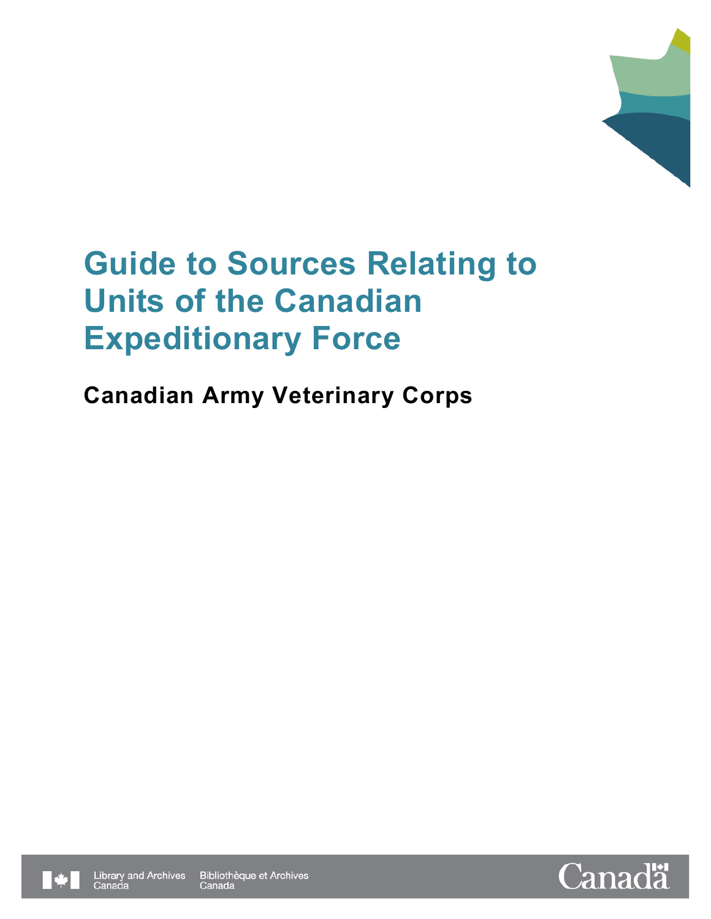# Guide to Sources Relating to Units of the Canadian Expeditionary Force

## Canadian Army Veterinary Corps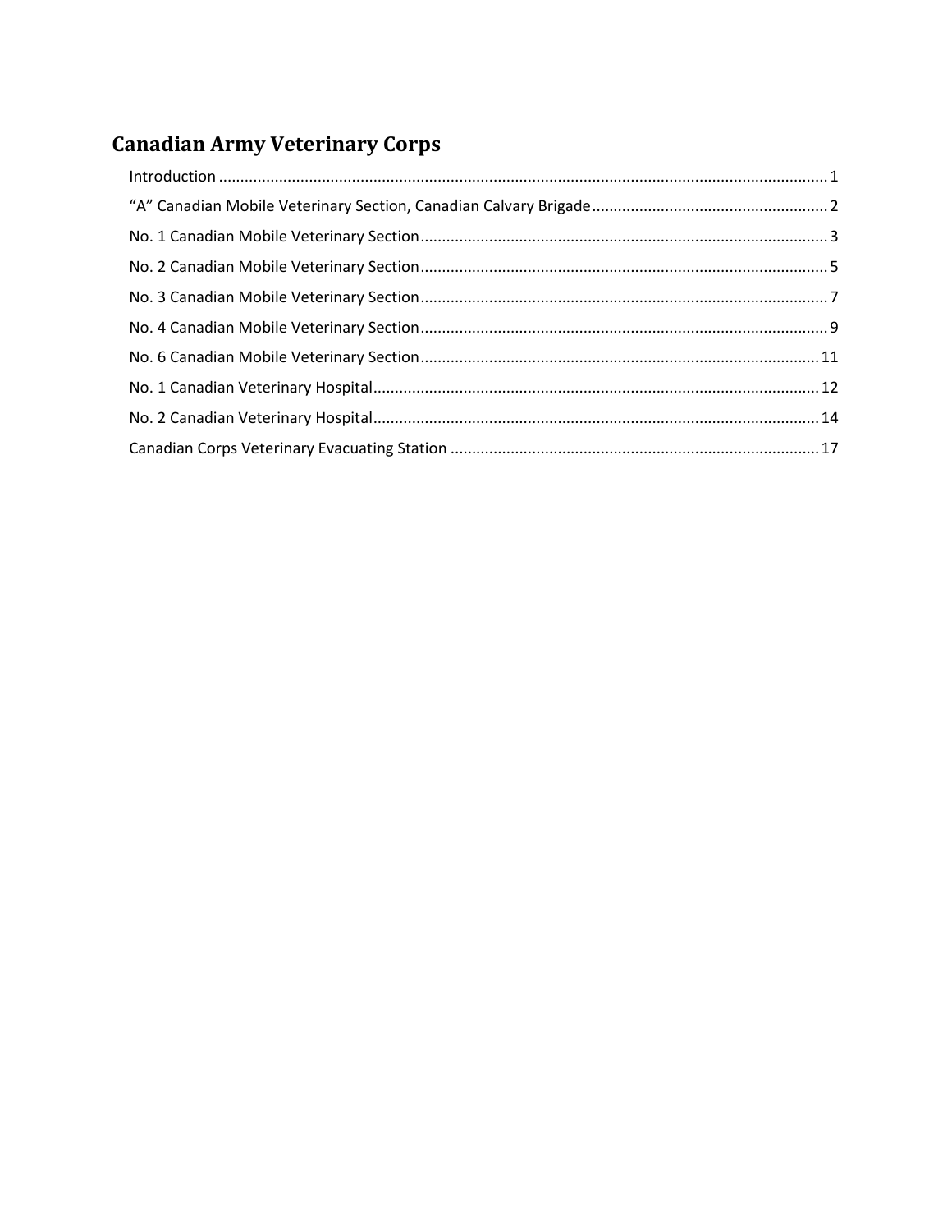# Canadian Army Veterinary Corps

- Introduction ..... 1
- "A" Canadian Mobile Veterinary Section, Canadian Calvary Brigade ..... 2
- No. 1 Canadian Mobile Veterinary Section ..... 3
- No. 2 Canadian Mobile Veterinary Section ..... 5
- No. 3 Canadian Mobile Veterinary Section ..... 7
- No. 4 Canadian Mobile Veterinary Section ..... 9
- No. 6 Canadian Mobile Veterinary Section ..... 11
- No. 1 Canadian Veterinary Hospital ..... 12
- No. 2 Canadian Veterinary Hospital ..... 14
- Canadian Corps Veterinary Evacuating Station ..... 17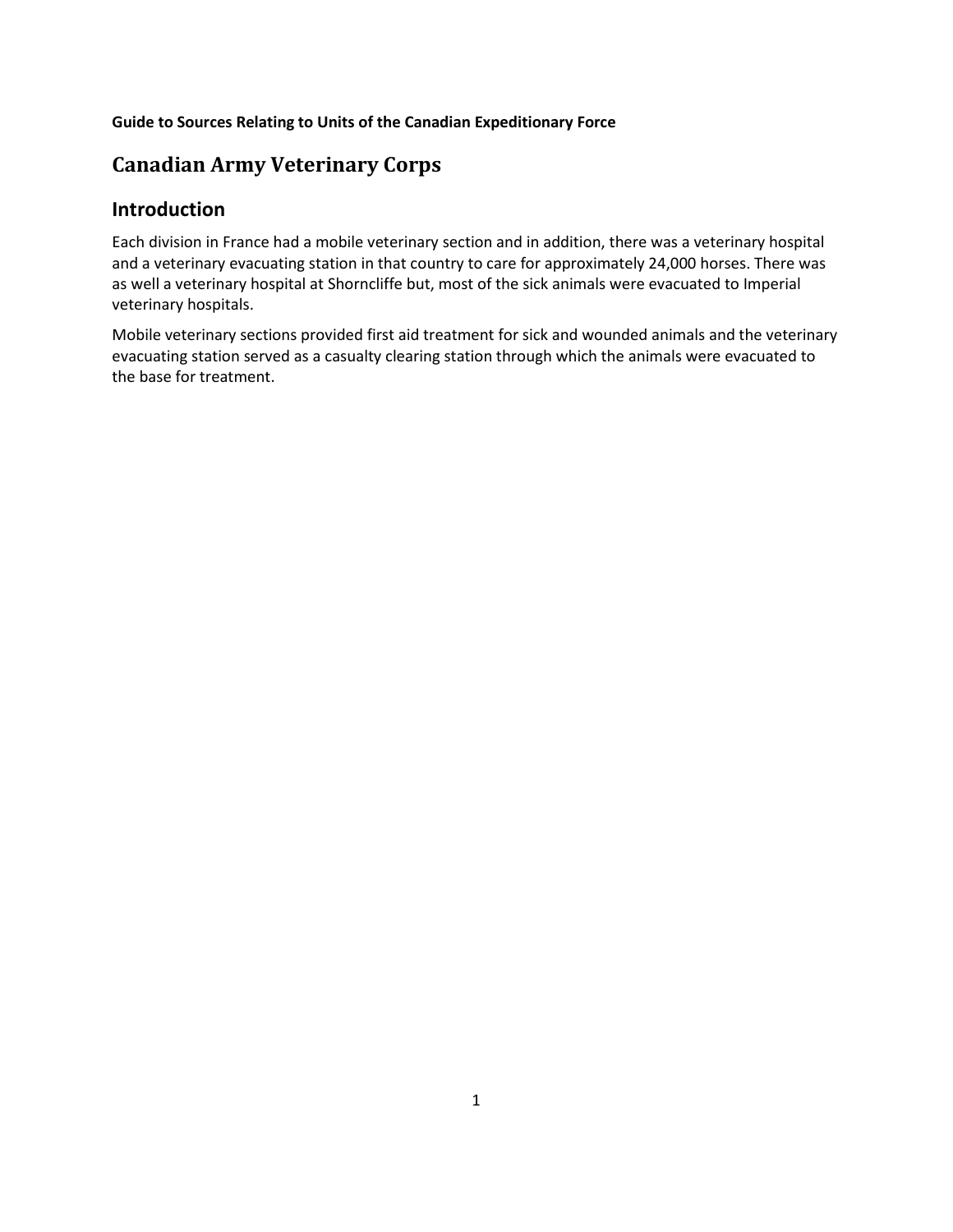**Guide to Sources Relating to Units of the Canadian Expeditionary Force**

# Canadian Army Veterinary Corps

## Introduction

Each division in France had a mobile veterinary section and in addition, there was a veterinary hospital and a veterinary evacuating station in that country to care for approximately 24,000 horses. There was as well a veterinary hospital at Shorncliffe but, most of the sick animals were evacuated to Imperial veterinary hospitals.

Mobile veterinary sections provided first aid treatment for sick and wounded animals and the veterinary evacuating station served as a casualty clearing station through which the animals were evacuated to the base for treatment.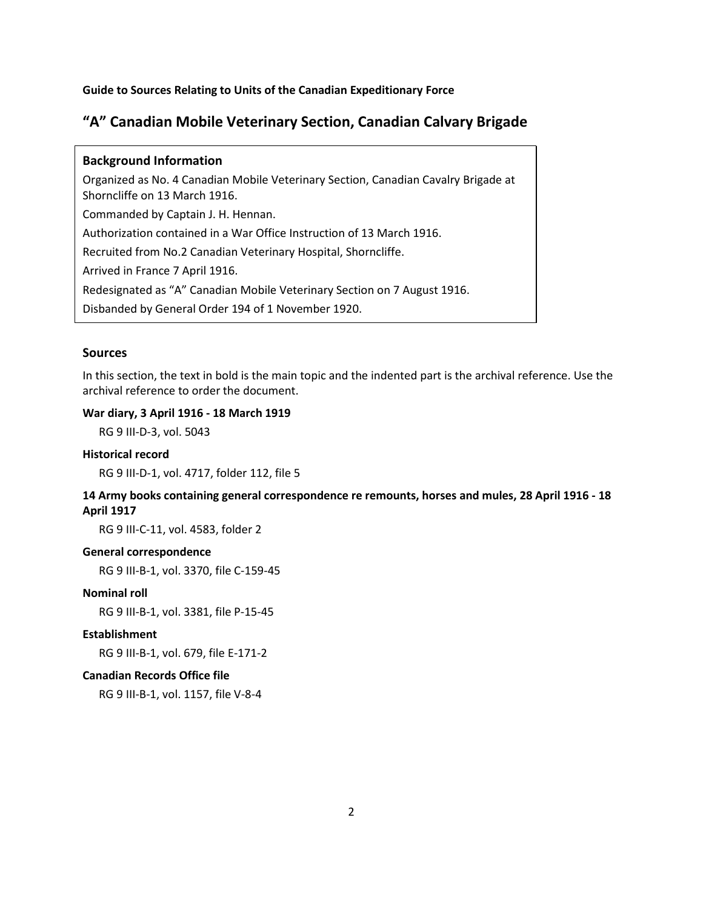**Guide to Sources Relating to Units of the Canadian Expeditionary Force**

## "A" Canadian Mobile Veterinary Section, Canadian Calvary Brigade

### Background Information

Organized as No. 4 Canadian Mobile Veterinary Section, Canadian Cavalry Brigade at Shorncliffe on 13 March 1916.

Commanded by Captain J. H. Hennan.

Authorization contained in a War Office Instruction of 13 March 1916.

Recruited from No.2 Canadian Veterinary Hospital, Shorncliffe.

Arrived in France 7 April 1916.

Redesignated as "A" Canadian Mobile Veterinary Section on 7 August 1916.

Disbanded by General Order 194 of 1 November 1920.

### Sources

In this section, the text in bold is the main topic and the indented part is the archival reference. Use the archival reference to order the document.

**War diary, 3 April 1916 - 18 March 1919**

RG 9 III-D-3, vol. 5043

**Historical record**

RG 9 III-D-1, vol. 4717, folder 112, file 5

**14 Army books containing general correspondence re remounts, horses and mules, 28 April 1916 - 18 April 1917**

RG 9 III-C-11, vol. 4583, folder 2

**General correspondence**

RG 9 III-B-1, vol. 3370, file C-159-45

**Nominal roll**

RG 9 III-B-1, vol. 3381, file P-15-45

**Establishment**

RG 9 III-B-1, vol. 679, file E-171-2

**Canadian Records Office file**

RG 9 III-B-1, vol. 1157, file V-8-4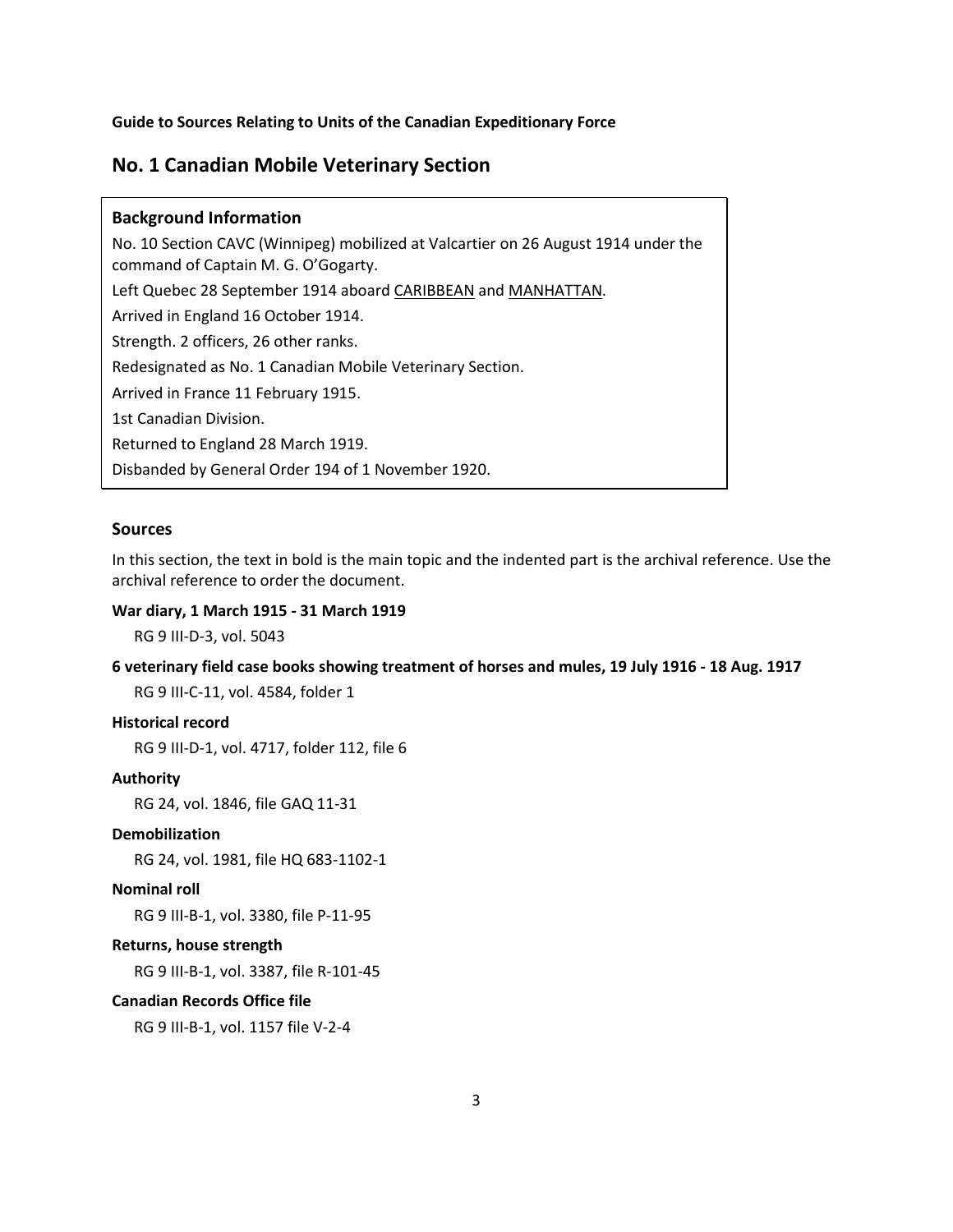**Guide to Sources Relating to Units of the Canadian Expeditionary Force**

## No. 1 Canadian Mobile Veterinary Section

### Background Information

No. 10 Section CAVC (Winnipeg) mobilized at Valcartier on 26 August 1914 under the command of Captain M. G. O'Gogarty.

Left Quebec 28 September 1914 aboard CARIBBEAN and MANHATTAN.

Arrived in England 16 October 1914.

Strength. 2 officers, 26 other ranks.

Redesignated as No. 1 Canadian Mobile Veterinary Section.

Arrived in France 11 February 1915.

1st Canadian Division.

Returned to England 28 March 1919.

Disbanded by General Order 194 of 1 November 1920.

### Sources

In this section, the text in bold is the main topic and the indented part is the archival reference. Use the archival reference to order the document.

**War diary, 1 March 1915 - 31 March 1919**

RG 9 III-D-3, vol. 5043

**6 veterinary field case books showing treatment of horses and mules, 19 July 1916 - 18 Aug. 1917**

RG 9 III-C-11, vol. 4584, folder 1

**Historical record**

RG 9 III-D-1, vol. 4717, folder 112, file 6

**Authority**

RG 24, vol. 1846, file GAQ 11-31

**Demobilization**

RG 24, vol. 1981, file HQ 683-1102-1

**Nominal roll**

RG 9 III-B-1, vol. 3380, file P-11-95

**Returns, house strength**

RG 9 III-B-1, vol. 3387, file R-101-45

**Canadian Records Office file**

RG 9 III-B-1, vol. 1157 file V-2-4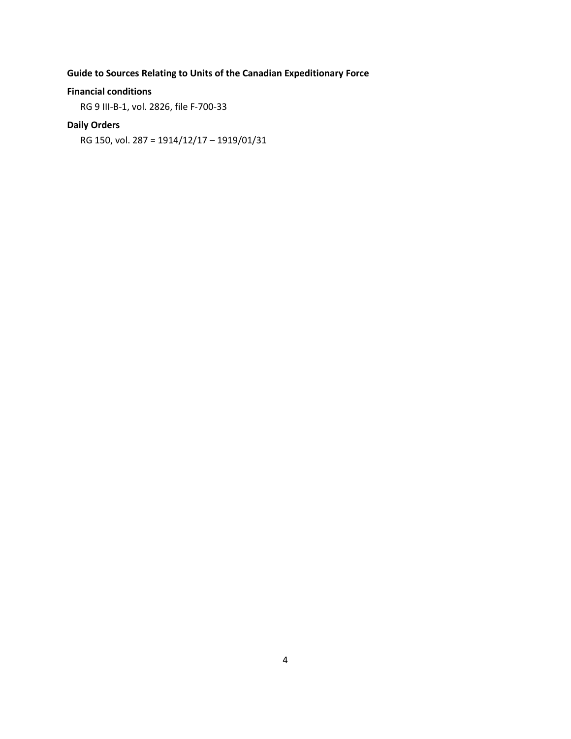**Guide to Sources Relating to Units of the Canadian Expeditionary Force**

**Financial conditions**

RG 9 III-B-1, vol. 2826, file F-700-33

**Daily Orders**

RG 150, vol. 287 = 1914/12/17 – 1919/01/31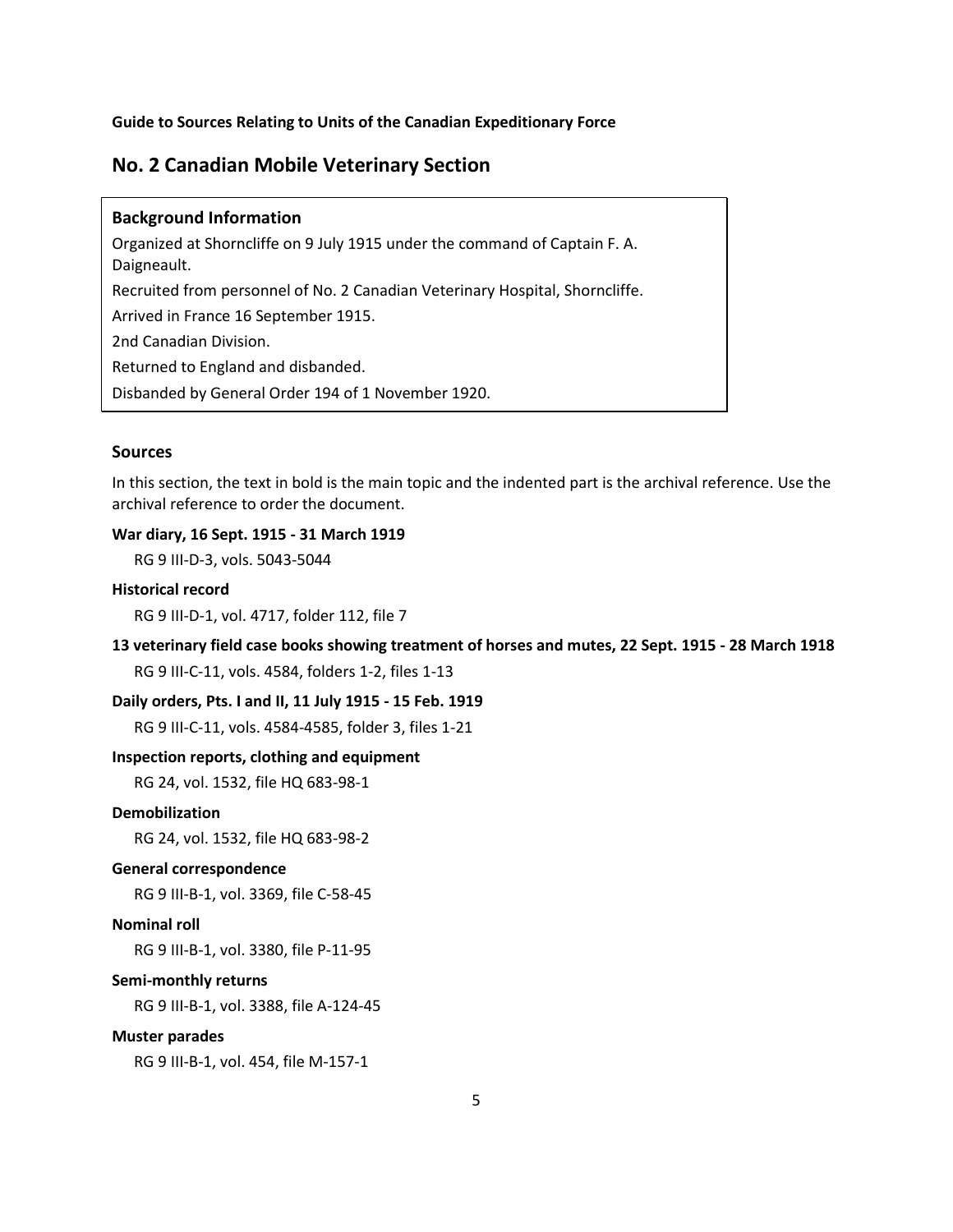**Guide to Sources Relating to Units of the Canadian Expeditionary Force**

## No. 2 Canadian Mobile Veterinary Section

### Background Information

Organized at Shorncliffe on 9 July 1915 under the command of Captain F. A. Daigneault.

Recruited from personnel of No. 2 Canadian Veterinary Hospital, Shorncliffe.

Arrived in France 16 September 1915.

2nd Canadian Division.

Returned to England and disbanded.

Disbanded by General Order 194 of 1 November 1920.

### Sources

In this section, the text in bold is the main topic and the indented part is the archival reference. Use the archival reference to order the document.

**War diary, 16 Sept. 1915 - 31 March 1919**

RG 9 III-D-3, vols. 5043-5044

**Historical record**

RG 9 III-D-1, vol. 4717, folder 112, file 7

**13 veterinary field case books showing treatment of horses and mutes, 22 Sept. 1915 - 28 March 1918**

RG 9 III-C-11, vols. 4584, folders 1-2, files 1-13

**Daily orders, Pts. I and II, 11 July 1915 - 15 Feb. 1919**

RG 9 III-C-11, vols. 4584-4585, folder 3, files 1-21

**Inspection reports, clothing and equipment**

RG 24, vol. 1532, file HQ 683-98-1

**Demobilization**

RG 24, vol. 1532, file HQ 683-98-2

**General correspondence**

RG 9 III-B-1, vol. 3369, file C-58-45

**Nominal roll**

RG 9 III-B-1, vol. 3380, file P-11-95

**Semi-monthly returns**

RG 9 III-B-1, vol. 3388, file A-124-45

**Muster parades**

RG 9 III-B-1, vol. 454, file M-157-1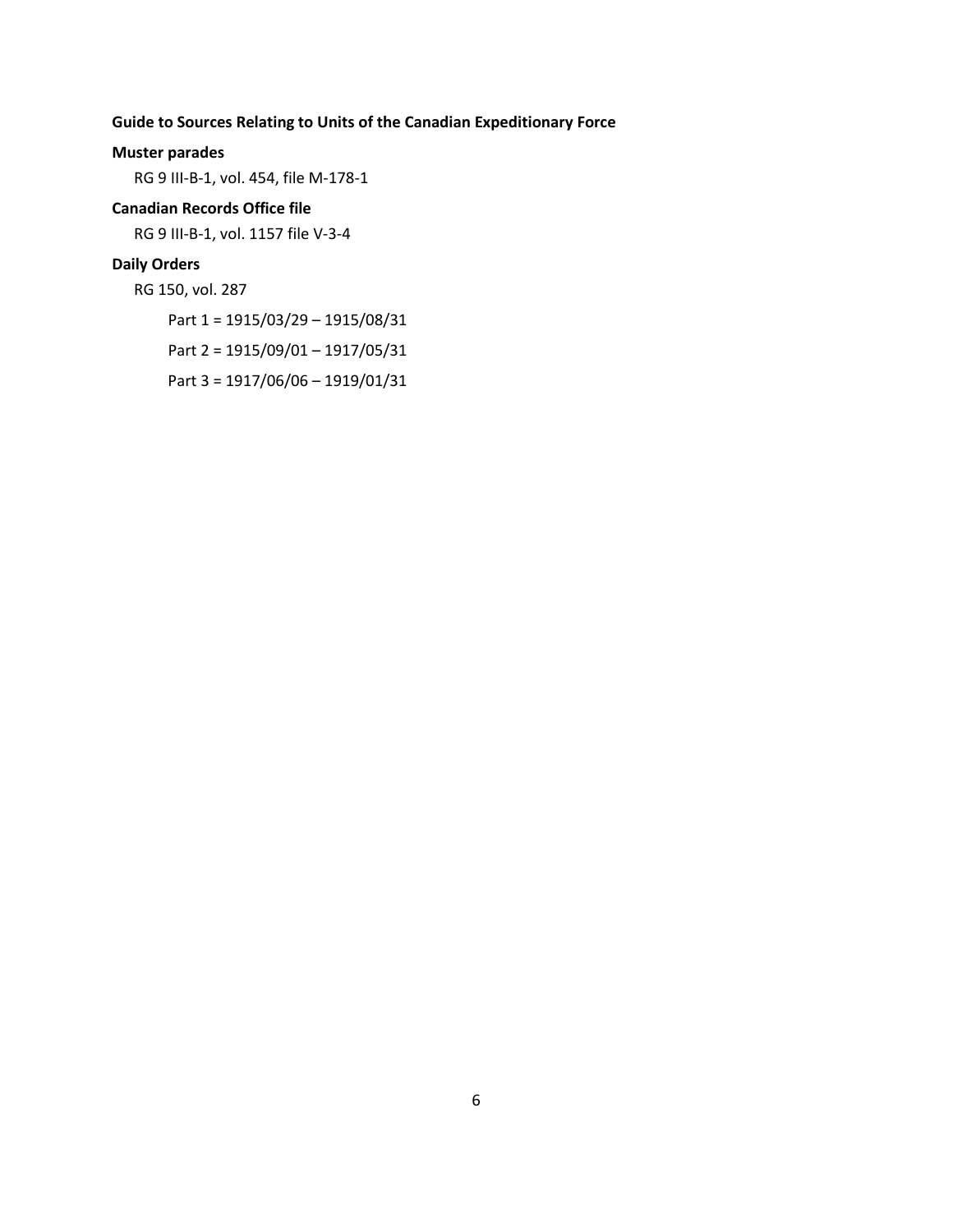**Guide to Sources Relating to Units of the Canadian Expeditionary Force**

**Muster parades**

RG 9 III-B-1, vol. 454, file M-178-1

**Canadian Records Office file**

RG 9 III-B-1, vol. 1157 file V-3-4

**Daily Orders**

RG 150, vol. 287

Part 1 = 1915/03/29 – 1915/08/31

Part 2 = 1915/09/01 – 1917/05/31

Part 3 = 1917/06/06 – 1919/01/31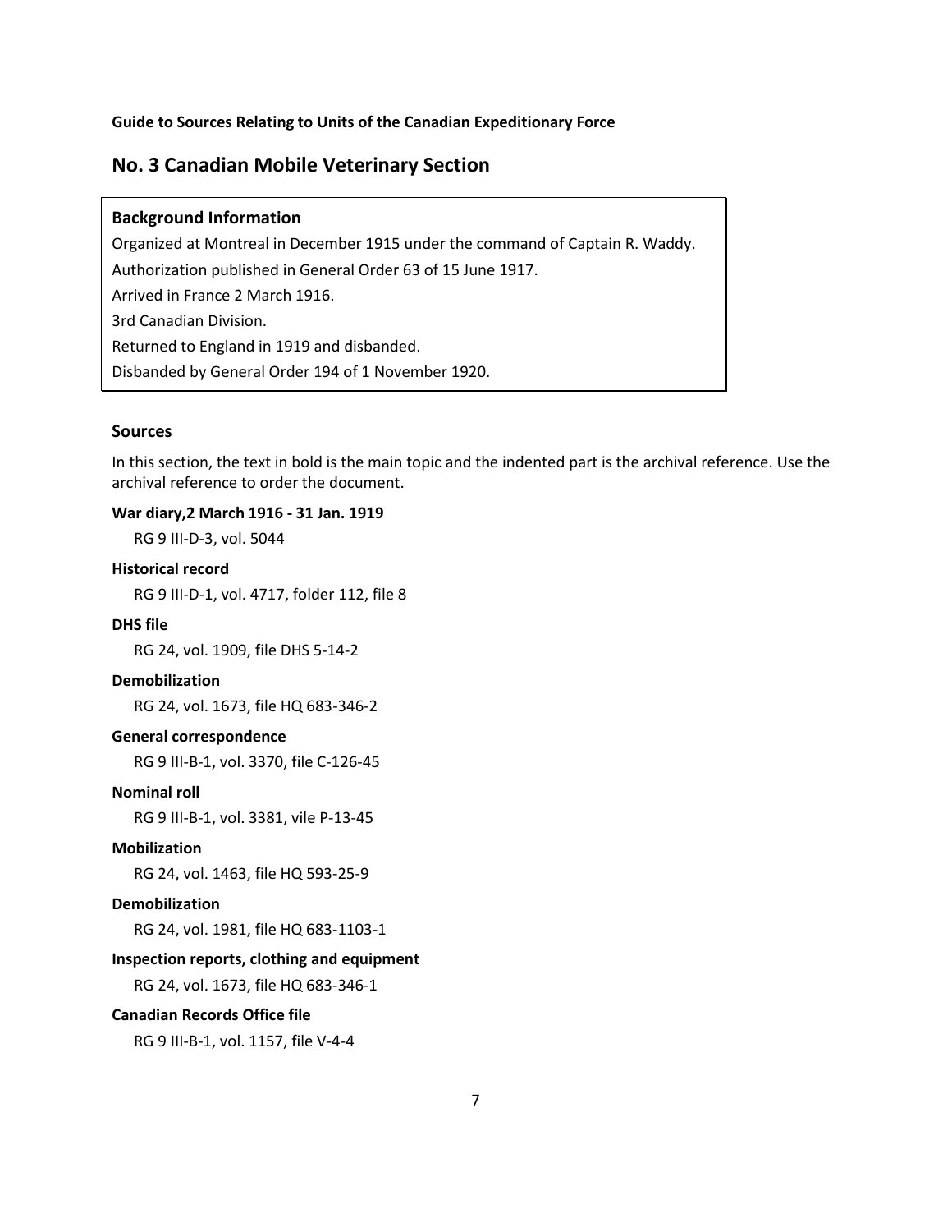**Guide to Sources Relating to Units of the Canadian Expeditionary Force**

## No. 3 Canadian Mobile Veterinary Section

### Background Information

Organized at Montreal in December 1915 under the command of Captain R. Waddy.

Authorization published in General Order 63 of 15 June 1917.

Arrived in France 2 March 1916.

3rd Canadian Division.

Returned to England in 1919 and disbanded.

Disbanded by General Order 194 of 1 November 1920.

### Sources

In this section, the text in bold is the main topic and the indented part is the archival reference. Use the archival reference to order the document.

**War diary,2 March 1916 - 31 Jan. 1919**

RG 9 III-D-3, vol. 5044

**Historical record**

RG 9 III-D-1, vol. 4717, folder 112, file 8

**DHS file**

RG 24, vol. 1909, file DHS 5-14-2

**Demobilization**

RG 24, vol. 1673, file HQ 683-346-2

**General correspondence**

RG 9 III-B-1, vol. 3370, file C-126-45

**Nominal roll**

RG 9 III-B-1, vol. 3381, vile P-13-45

**Mobilization**

RG 24, vol. 1463, file HQ 593-25-9

**Demobilization**

RG 24, vol. 1981, file HQ 683-1103-1

**Inspection reports, clothing and equipment**

RG 24, vol. 1673, file HQ 683-346-1

**Canadian Records Office file**

RG 9 III-B-1, vol. 1157, file V-4-4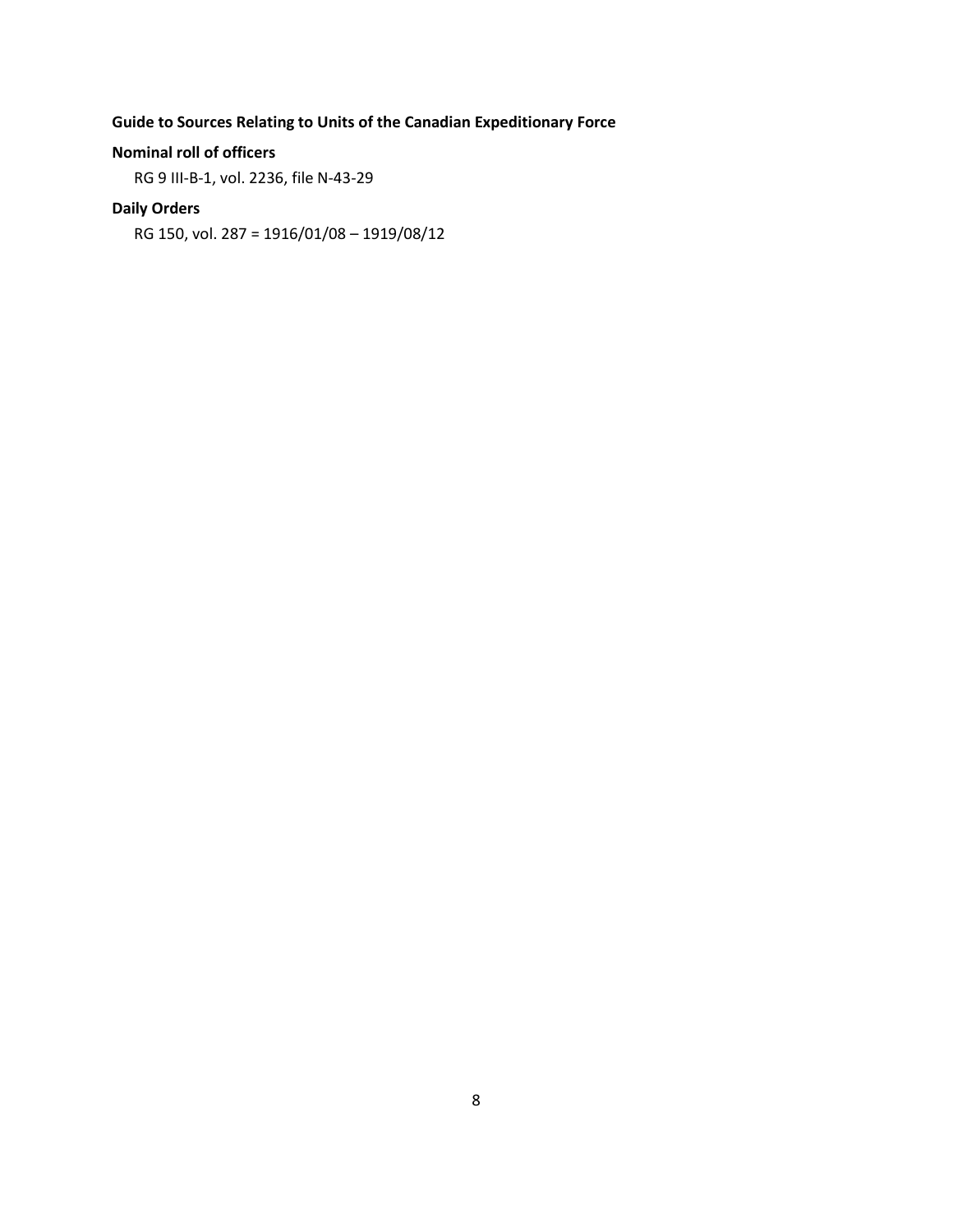**Guide to Sources Relating to Units of the Canadian Expeditionary Force**

**Nominal roll of officers**

RG 9 III-B-1, vol. 2236, file N-43-29

**Daily Orders**

RG 150, vol. 287 = 1916/01/08 – 1919/08/12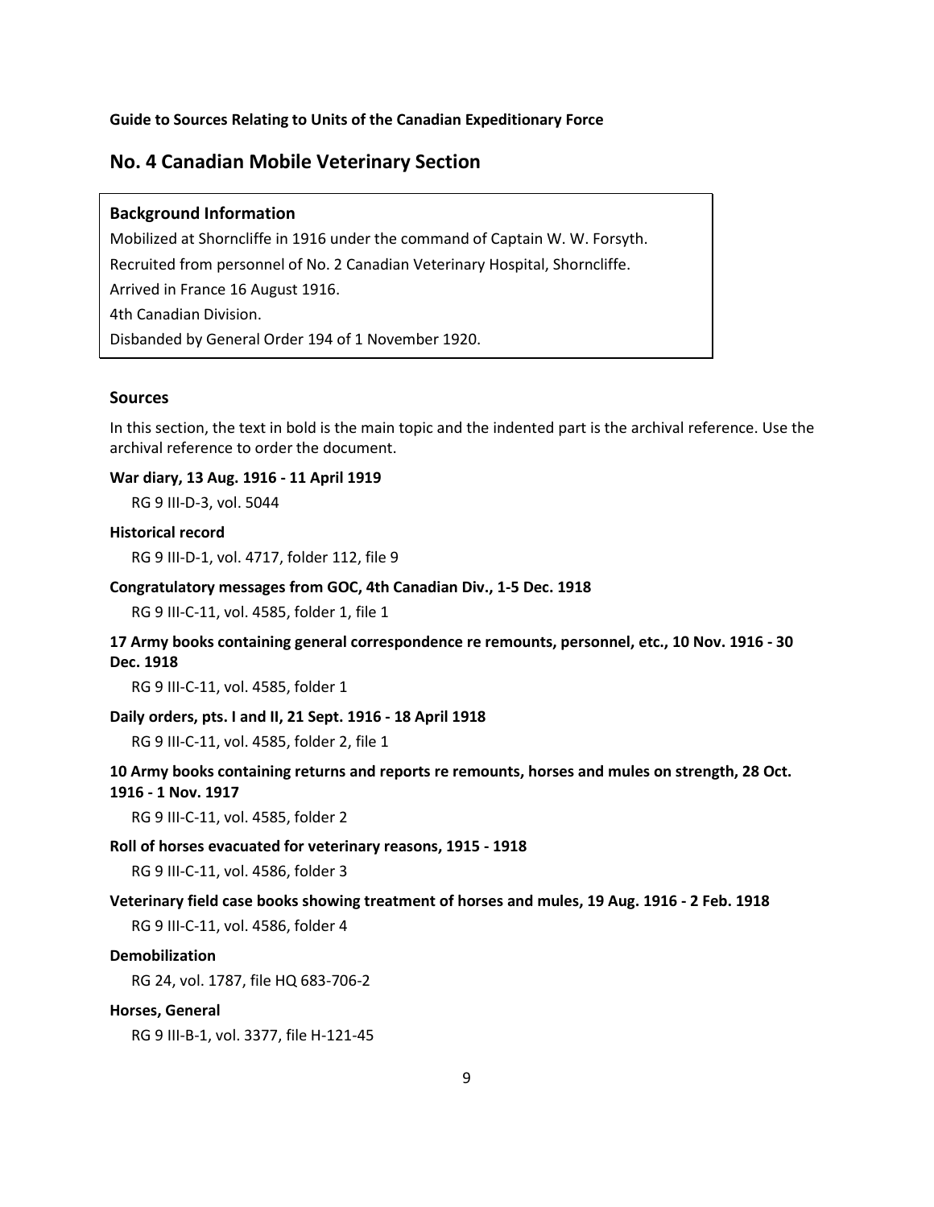**Guide to Sources Relating to Units of the Canadian Expeditionary Force**

## No. 4 Canadian Mobile Veterinary Section

### Background Information

Mobilized at Shorncliffe in 1916 under the command of Captain W. W. Forsyth.

Recruited from personnel of No. 2 Canadian Veterinary Hospital, Shorncliffe.

Arrived in France 16 August 1916.

4th Canadian Division.

Disbanded by General Order 194 of 1 November 1920.

### Sources

In this section, the text in bold is the main topic and the indented part is the archival reference. Use the archival reference to order the document.

**War diary, 13 Aug. 1916 - 11 April 1919**

RG 9 III-D-3, vol. 5044

**Historical record**

RG 9 III-D-1, vol. 4717, folder 112, file 9

**Congratulatory messages from GOC, 4th Canadian Div., 1-5 Dec. 1918**

RG 9 III-C-11, vol. 4585, folder 1, file 1

**17 Army books containing general correspondence re remounts, personnel, etc., 10 Nov. 1916 - 30 Dec. 1918**

RG 9 III-C-11, vol. 4585, folder 1

**Daily orders, pts. I and II, 21 Sept. 1916 - 18 April 1918**

RG 9 III-C-11, vol. 4585, folder 2, file 1

**10 Army books containing returns and reports re remounts, horses and mules on strength, 28 Oct. 1916 - 1 Nov. 1917**

RG 9 III-C-11, vol. 4585, folder 2

**Roll of horses evacuated for veterinary reasons, 1915 - 1918**

RG 9 III-C-11, vol. 4586, folder 3

**Veterinary field case books showing treatment of horses and mules, 19 Aug. 1916 - 2 Feb. 1918**

RG 9 III-C-11, vol. 4586, folder 4

**Demobilization**

RG 24, vol. 1787, file HQ 683-706-2

**Horses, General**

RG 9 III-B-1, vol. 3377, file H-121-45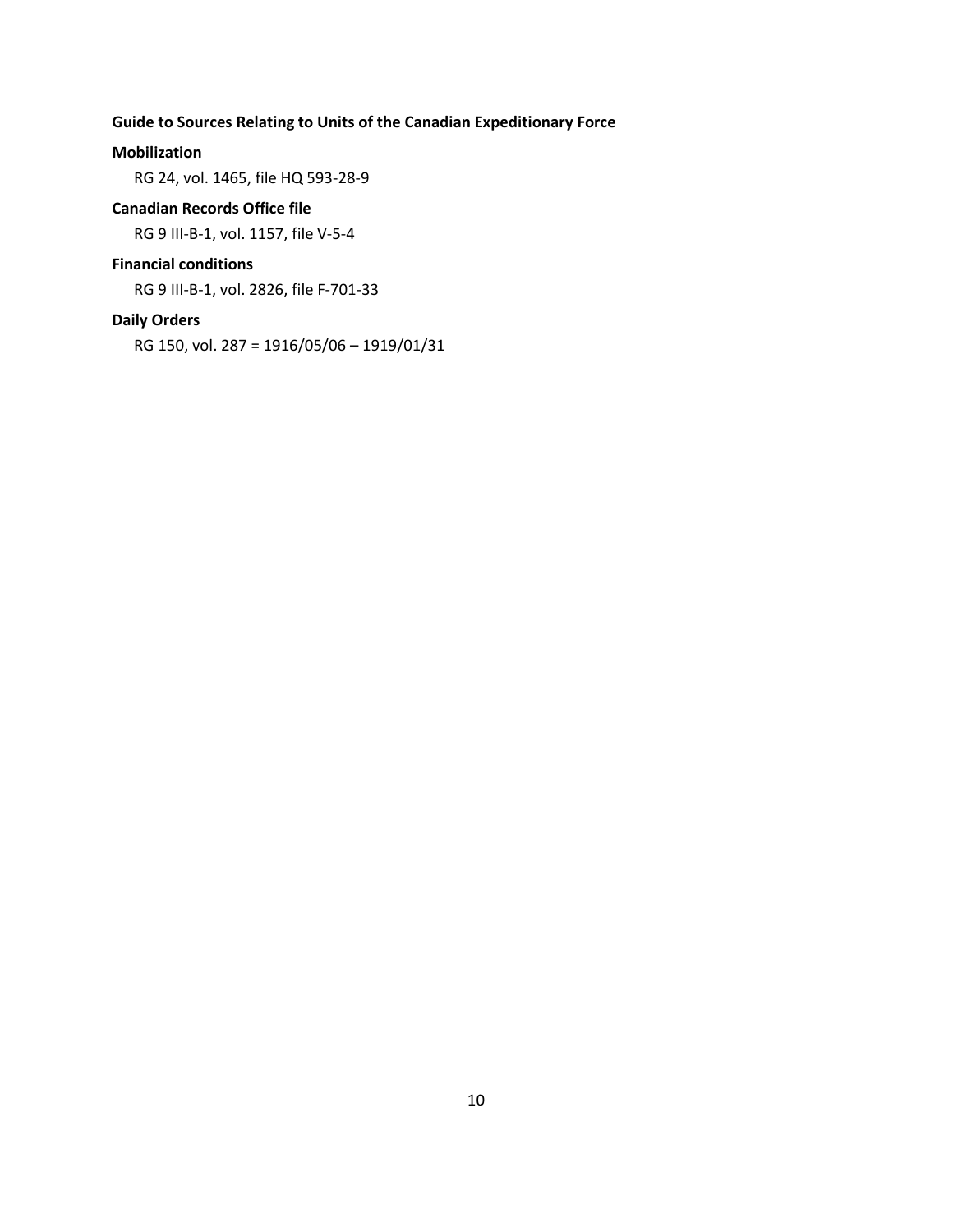**Guide to Sources Relating to Units of the Canadian Expeditionary Force**

**Mobilization**

RG 24, vol. 1465, file HQ 593-28-9

**Canadian Records Office file**

RG 9 III-B-1, vol. 1157, file V-5-4

**Financial conditions**

RG 9 III-B-1, vol. 2826, file F-701-33

**Daily Orders**

RG 150, vol. 287 = 1916/05/06 – 1919/01/31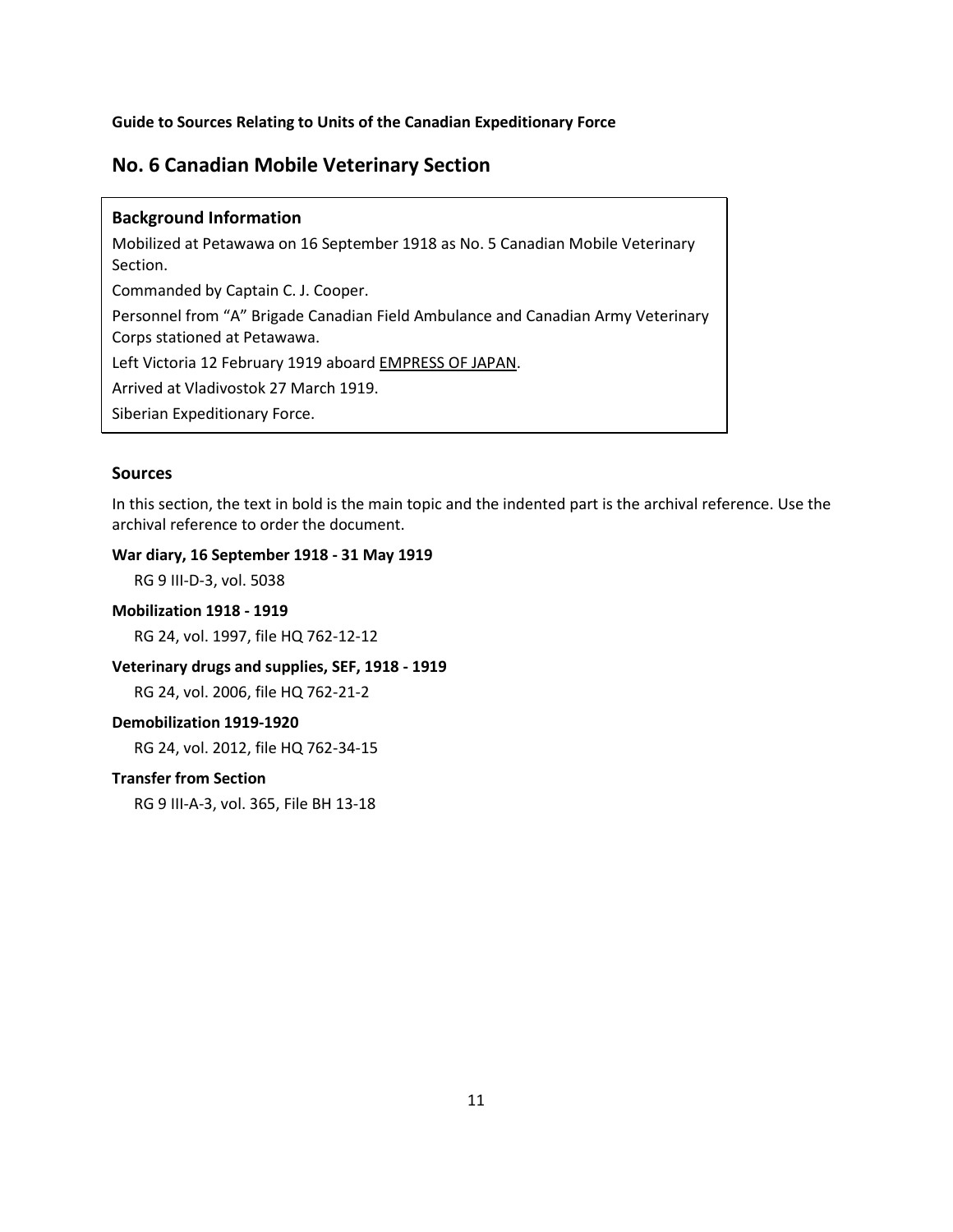**Guide to Sources Relating to Units of the Canadian Expeditionary Force**

## No. 6 Canadian Mobile Veterinary Section

### Background Information

Mobilized at Petawawa on 16 September 1918 as No. 5 Canadian Mobile Veterinary Section.

Commanded by Captain C. J. Cooper.

Personnel from "A" Brigade Canadian Field Ambulance and Canadian Army Veterinary Corps stationed at Petawawa.

Left Victoria 12 February 1919 aboard EMPRESS OF JAPAN.

Arrived at Vladivostok 27 March 1919.

Siberian Expeditionary Force.

### Sources

In this section, the text in bold is the main topic and the indented part is the archival reference. Use the archival reference to order the document.

**War diary, 16 September 1918 - 31 May 1919**

RG 9 III-D-3, vol. 5038

**Mobilization 1918 - 1919**

RG 24, vol. 1997, file HQ 762-12-12

**Veterinary drugs and supplies, SEF, 1918 - 1919**

RG 24, vol. 2006, file HQ 762-21-2

**Demobilization 1919-1920**

RG 24, vol. 2012, file HQ 762-34-15

**Transfer from Section**

RG 9 III-A-3, vol. 365, File BH 13-18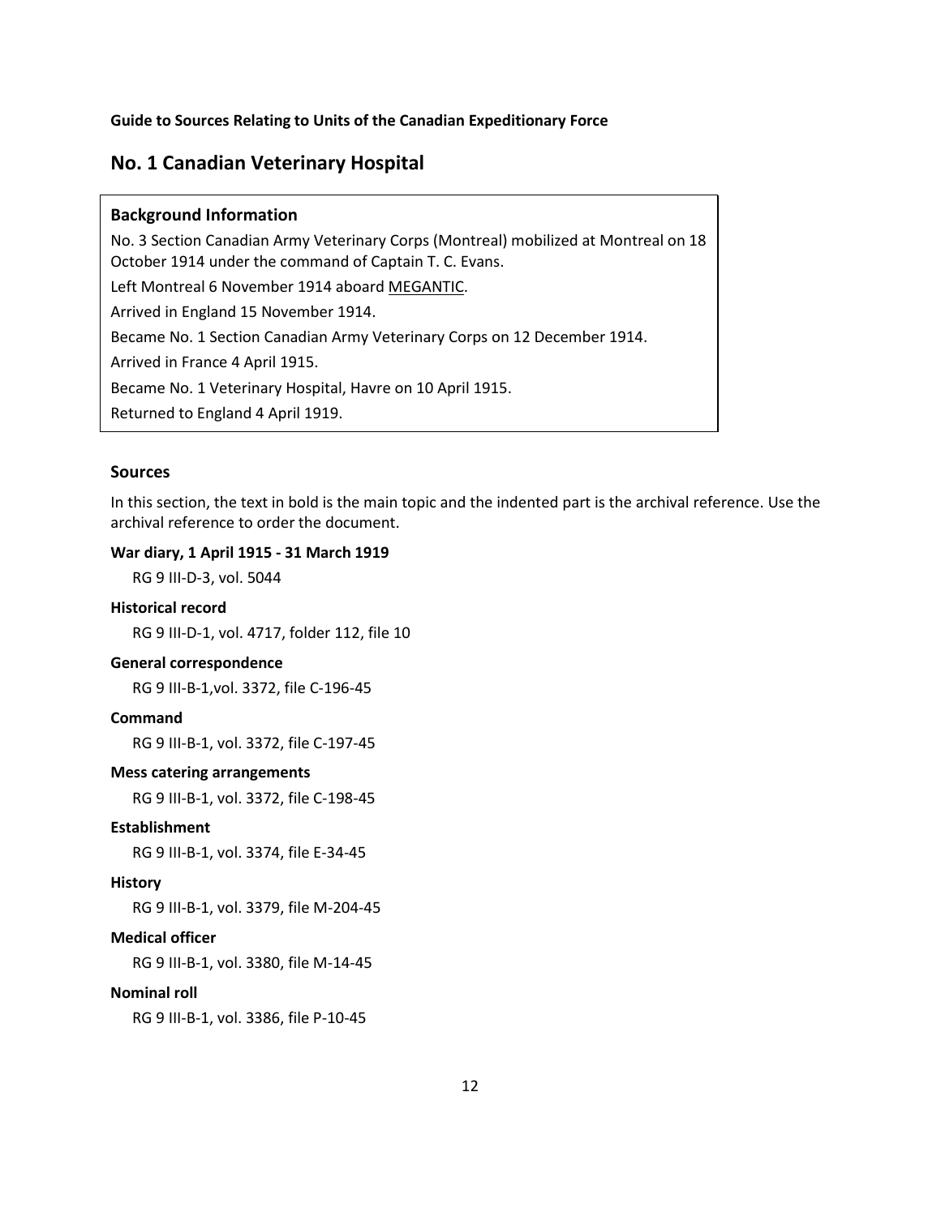**Guide to Sources Relating to Units of the Canadian Expeditionary Force**

## No. 1 Canadian Veterinary Hospital

### Background Information

No. 3 Section Canadian Army Veterinary Corps (Montreal) mobilized at Montreal on 18 October 1914 under the command of Captain T. C. Evans.

Left Montreal 6 November 1914 aboard MEGANTIC.

Arrived in England 15 November 1914.

Became No. 1 Section Canadian Army Veterinary Corps on 12 December 1914.

Arrived in France 4 April 1915.

Became No. 1 Veterinary Hospital, Havre on 10 April 1915.

Returned to England 4 April 1919.

### Sources

In this section, the text in bold is the main topic and the indented part is the archival reference. Use the archival reference to order the document.

**War diary, 1 April 1915 - 31 March 1919**

RG 9 III-D-3, vol. 5044

**Historical record**

RG 9 III-D-1, vol. 4717, folder 112, file 10

**General correspondence**

RG 9 III-B-1,vol. 3372, file C-196-45

**Command**

RG 9 III-B-1, vol. 3372, file C-197-45

**Mess catering arrangements**

RG 9 III-B-1, vol. 3372, file C-198-45

**Establishment**

RG 9 III-B-1, vol. 3374, file E-34-45

**History**

RG 9 III-B-1, vol. 3379, file M-204-45

**Medical officer**

RG 9 III-B-1, vol. 3380, file M-14-45

**Nominal roll**

RG 9 III-B-1, vol. 3386, file P-10-45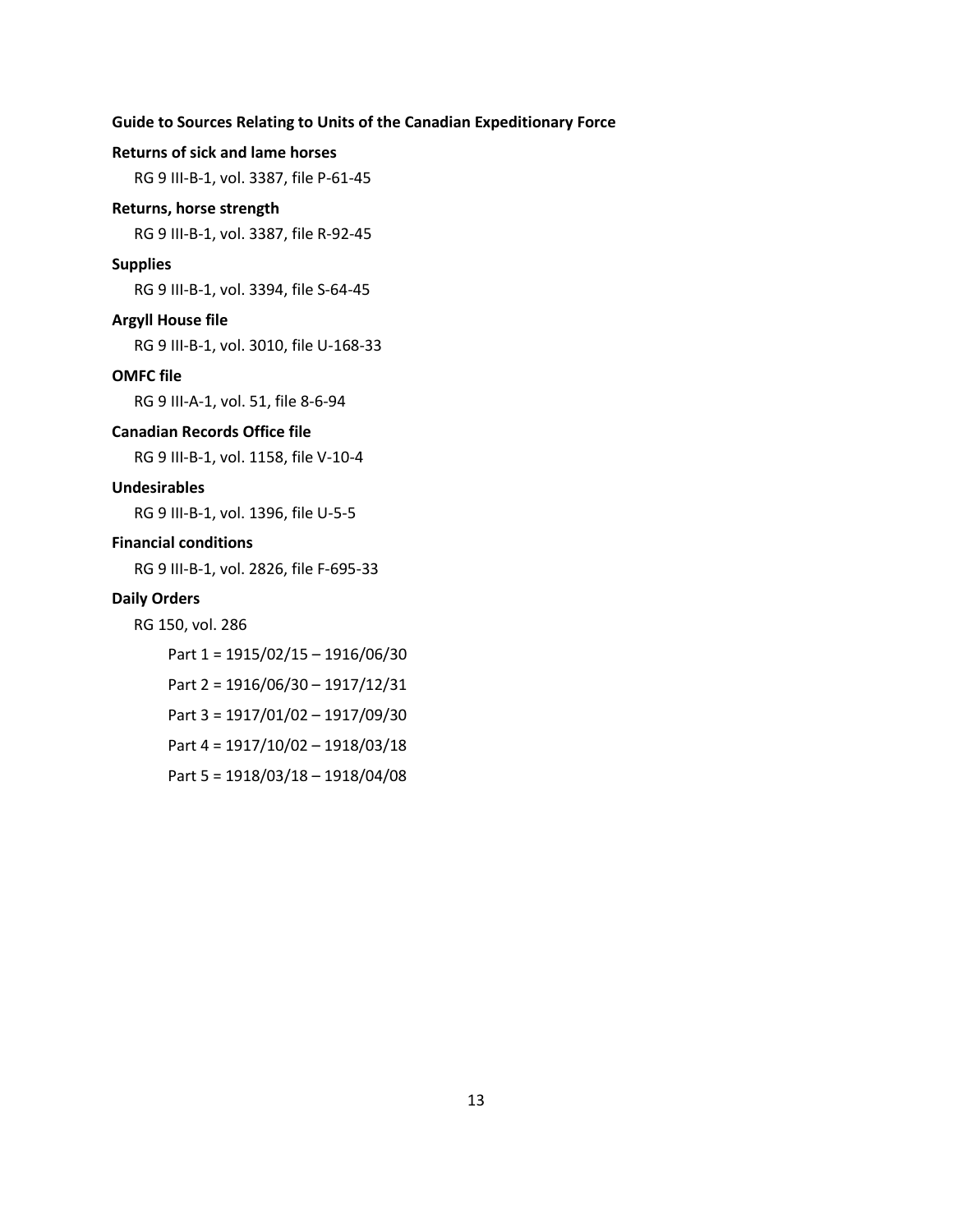**Guide to Sources Relating to Units of the Canadian Expeditionary Force**

**Returns of sick and lame horses**

RG 9 III-B-1, vol. 3387, file P-61-45

**Returns, horse strength**

RG 9 III-B-1, vol. 3387, file R-92-45

**Supplies**

RG 9 III-B-1, vol. 3394, file S-64-45

**Argyll House file**

RG 9 III-B-1, vol. 3010, file U-168-33

**OMFC file**

RG 9 III-A-1, vol. 51, file 8-6-94

**Canadian Records Office file**

RG 9 III-B-1, vol. 1158, file V-10-4

**Undesirables**

RG 9 III-B-1, vol. 1396, file U-5-5

**Financial conditions**

RG 9 III-B-1, vol. 2826, file F-695-33

**Daily Orders**

RG 150, vol. 286

Part 1 = 1915/02/15 – 1916/06/30

Part 2 = 1916/06/30 – 1917/12/31

Part 3 = 1917/01/02 – 1917/09/30

Part 4 = 1917/10/02 – 1918/03/18

Part 5 = 1918/03/18 – 1918/04/08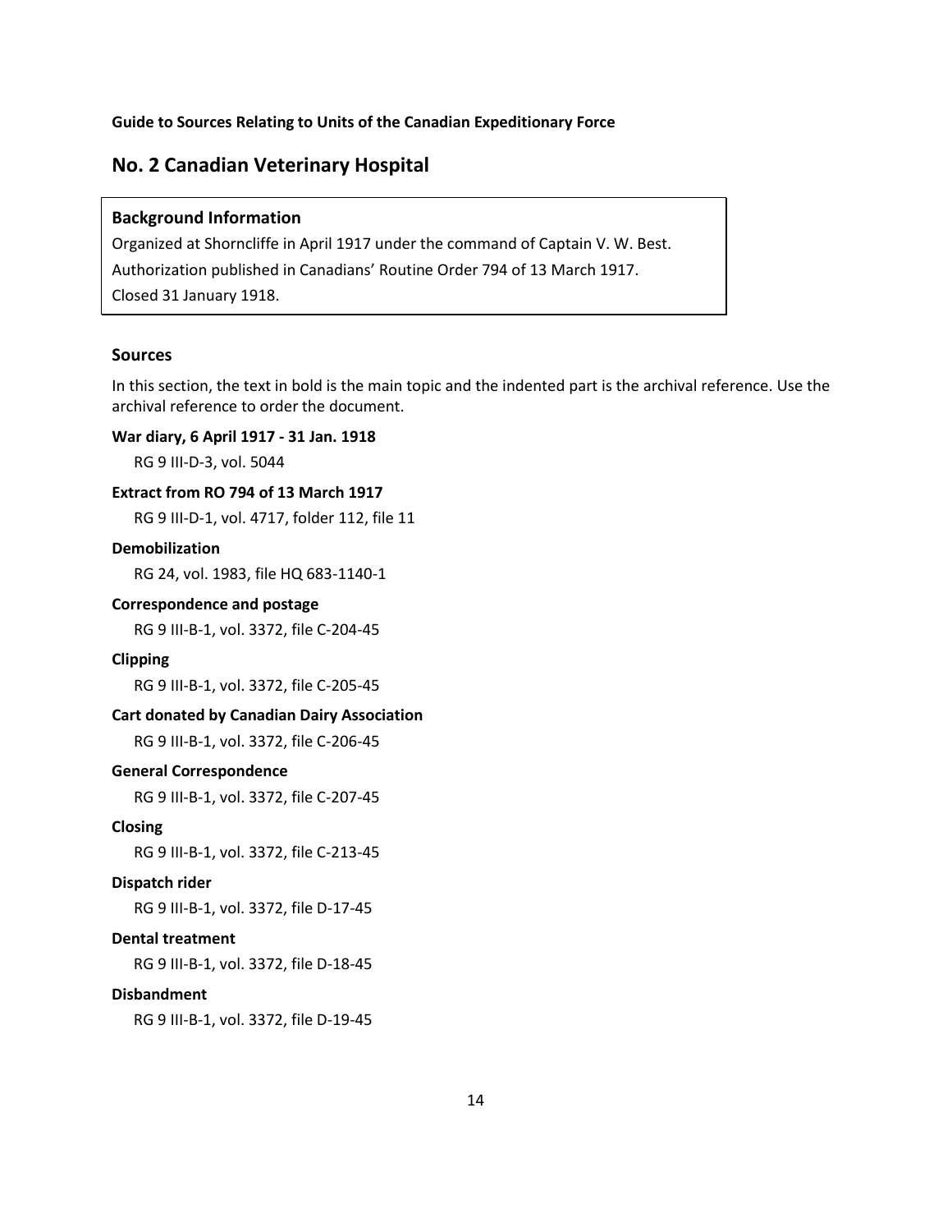**Guide to Sources Relating to Units of the Canadian Expeditionary Force**

## No. 2 Canadian Veterinary Hospital

### Background Information

Organized at Shorncliffe in April 1917 under the command of Captain V. W. Best.

Authorization published in Canadians' Routine Order 794 of 13 March 1917.

Closed 31 January 1918.

### Sources

In this section, the text in bold is the main topic and the indented part is the archival reference. Use the archival reference to order the document.

**War diary, 6 April 1917 - 31 Jan. 1918**

RG 9 III-D-3, vol. 5044

**Extract from RO 794 of 13 March 1917**

RG 9 III-D-1, vol. 4717, folder 112, file 11

**Demobilization**

RG 24, vol. 1983, file HQ 683-1140-1

**Correspondence and postage**

RG 9 III-B-1, vol. 3372, file C-204-45

**Clipping**

RG 9 III-B-1, vol. 3372, file C-205-45

**Cart donated by Canadian Dairy Association**

RG 9 III-B-1, vol. 3372, file C-206-45

**General Correspondence**

RG 9 III-B-1, vol. 3372, file C-207-45

**Closing**

RG 9 III-B-1, vol. 3372, file C-213-45

**Dispatch rider**

RG 9 III-B-1, vol. 3372, file D-17-45

**Dental treatment**

RG 9 III-B-1, vol. 3372, file D-18-45

**Disbandment**

RG 9 III-B-1, vol. 3372, file D-19-45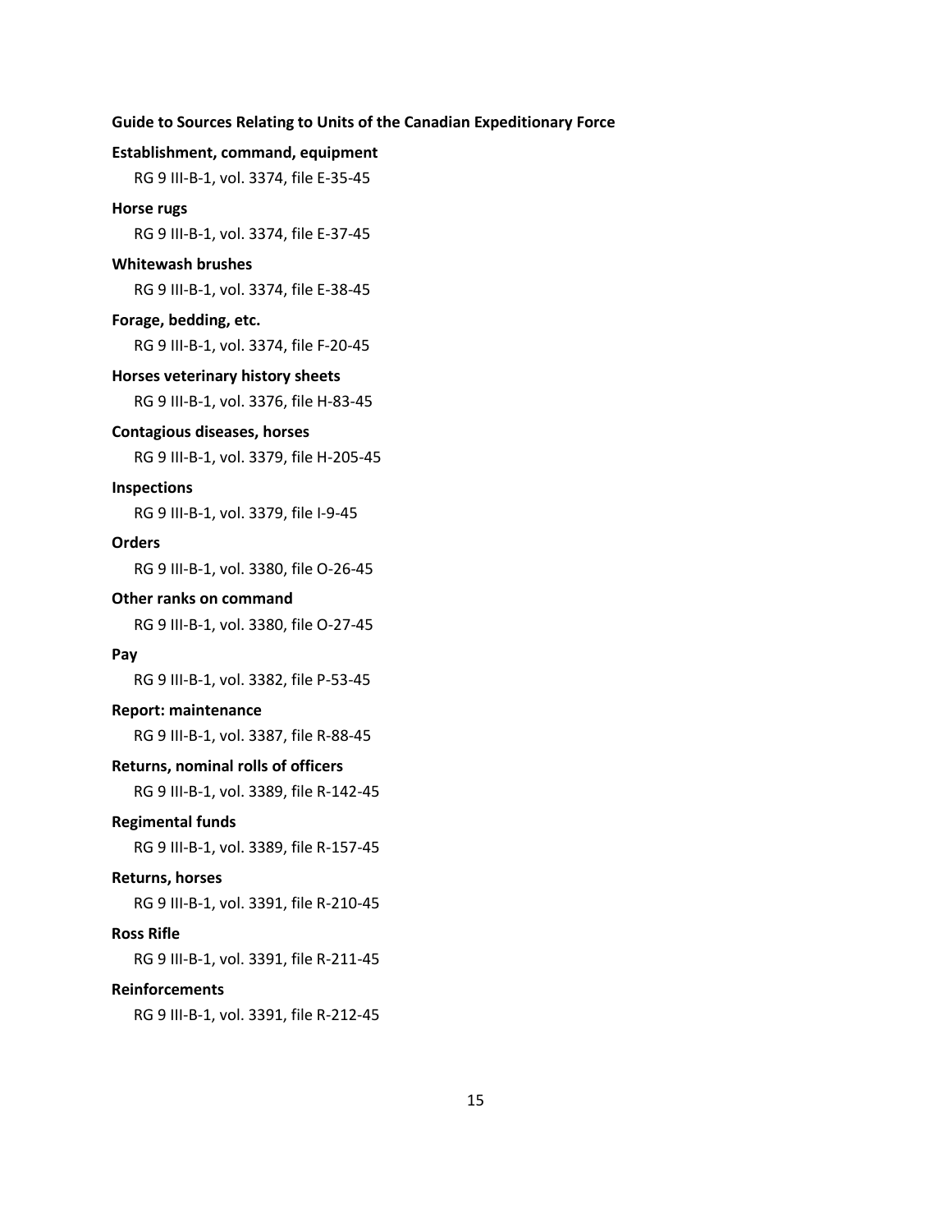**Guide to Sources Relating to Units of the Canadian Expeditionary Force**

**Establishment, command, equipment**

RG 9 III-B-1, vol. 3374, file E-35-45

**Horse rugs**

RG 9 III-B-1, vol. 3374, file E-37-45

**Whitewash brushes**

RG 9 III-B-1, vol. 3374, file E-38-45

**Forage, bedding, etc.**

RG 9 III-B-1, vol. 3374, file F-20-45

**Horses veterinary history sheets**

RG 9 III-B-1, vol. 3376, file H-83-45

**Contagious diseases, horses**

RG 9 III-B-1, vol. 3379, file H-205-45

**Inspections**

RG 9 III-B-1, vol. 3379, file I-9-45

**Orders**

RG 9 III-B-1, vol. 3380, file O-26-45

**Other ranks on command**

RG 9 III-B-1, vol. 3380, file O-27-45

**Pay**

RG 9 III-B-1, vol. 3382, file P-53-45

**Report: maintenance**

RG 9 III-B-1, vol. 3387, file R-88-45

**Returns, nominal rolls of officers**

RG 9 III-B-1, vol. 3389, file R-142-45

**Regimental funds**

RG 9 III-B-1, vol. 3389, file R-157-45

**Returns, horses**

RG 9 III-B-1, vol. 3391, file R-210-45

**Ross Rifle**

RG 9 III-B-1, vol. 3391, file R-211-45

**Reinforcements**

RG 9 III-B-1, vol. 3391, file R-212-45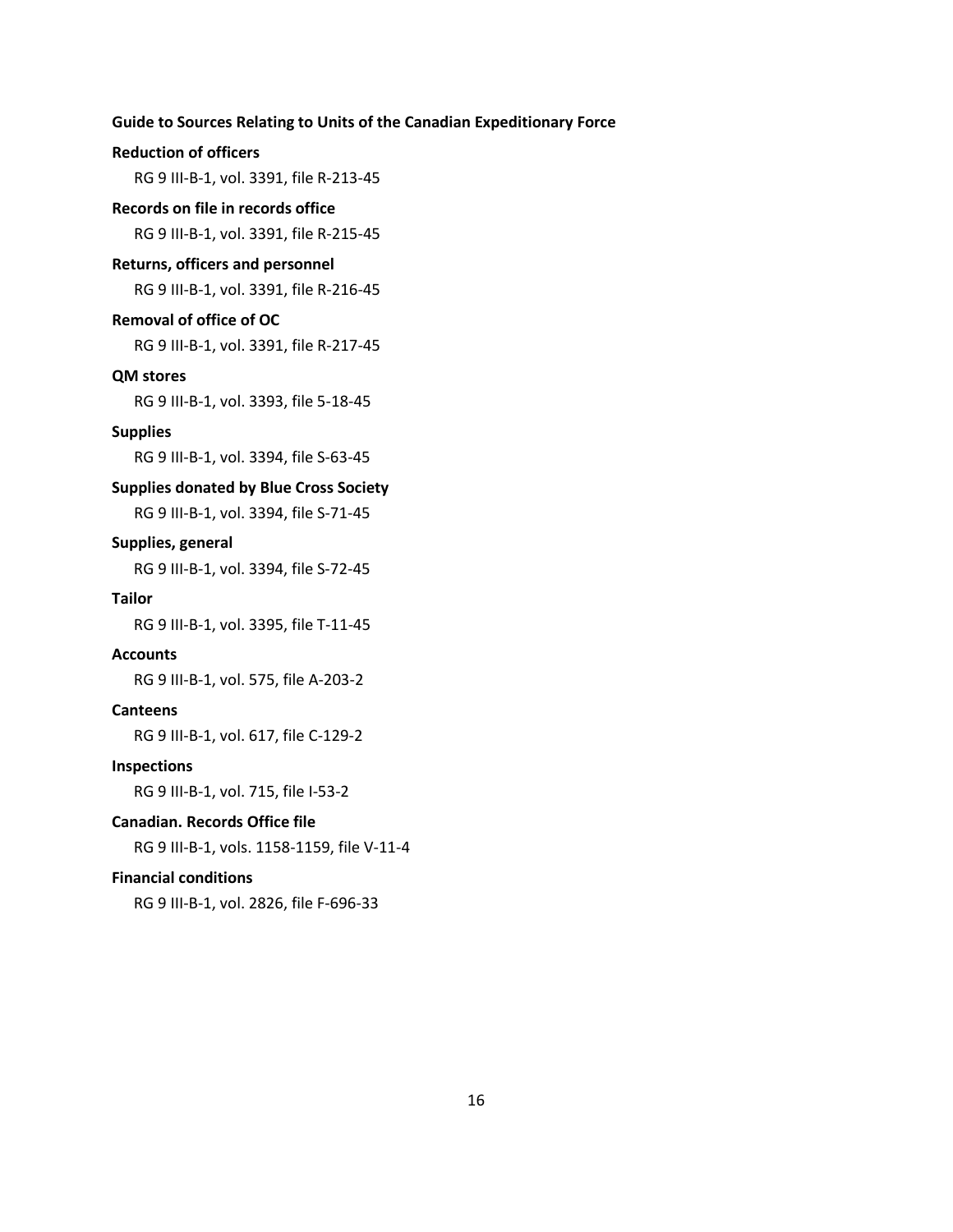**Reduction of officers**

RG 9 III-B-1, vol. 3391, file R-213-45

**Records on file in records office**

RG 9 III-B-1, vol. 3391, file R-215-45

**Returns, officers and personnel**

RG 9 III-B-1, vol. 3391, file R-216-45

**Removal of office of OC**

RG 9 III-B-1, vol. 3391, file R-217-45

**QM stores**

RG 9 III-B-1, vol. 3393, file 5-18-45

**Supplies**

RG 9 III-B-1, vol. 3394, file S-63-45

**Supplies donated by Blue Cross Society**

RG 9 III-B-1, vol. 3394, file S-71-45

**Supplies, general**

RG 9 III-B-1, vol. 3394, file S-72-45

**Tailor**

RG 9 III-B-1, vol. 3395, file T-11-45

**Accounts**

RG 9 III-B-1, vol. 575, file A-203-2

**Canteens**

RG 9 III-B-1, vol. 617, file C-129-2

**Inspections**

RG 9 III-B-1, vol. 715, file I-53-2

**Canadian. Records Office file**

RG 9 III-B-1, vols. 1158-1159, file V-11-4

**Financial conditions**

RG 9 III-B-1, vol. 2826, file F-696-33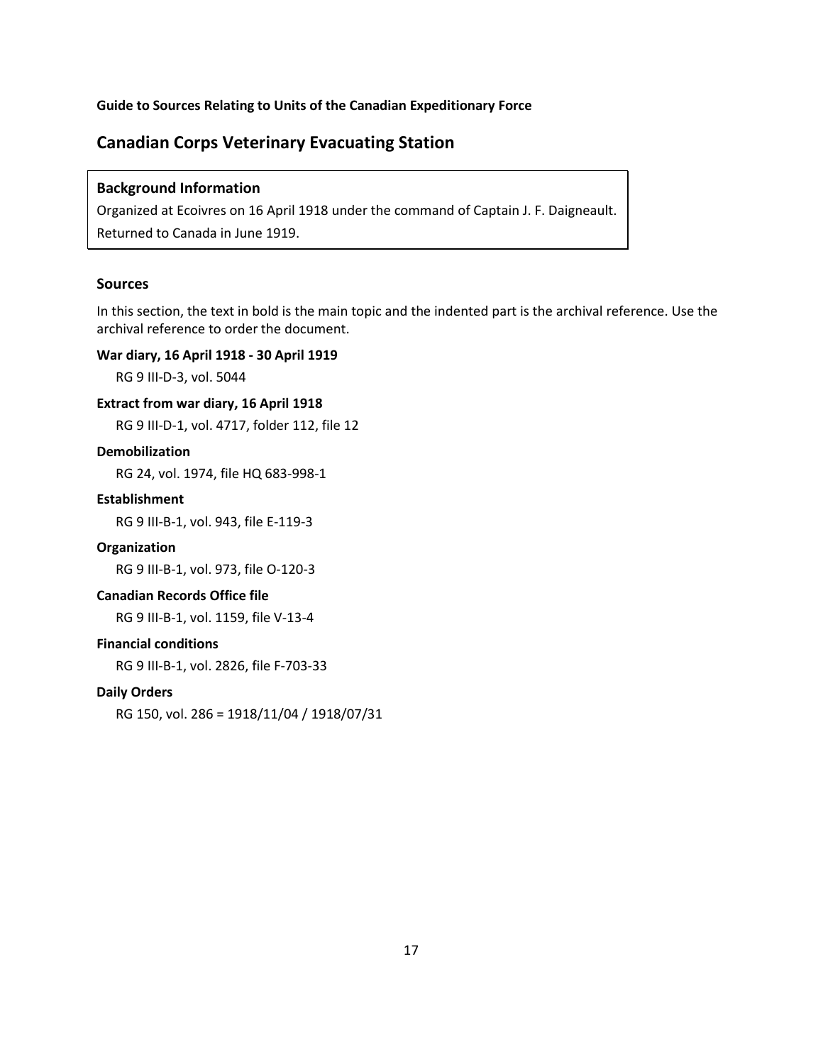**Guide to Sources Relating to Units of the Canadian Expeditionary Force**

# Canadian Corps Veterinary Evacuating Station

### Background Information

Organized at Ecoivres on 16 April 1918 under the command of Captain J. F. Daigneault.

Returned to Canada in June 1919.

## Sources

In this section, the text in bold is the main topic and the indented part is the archival reference. Use the archival reference to order the document.

**War diary, 16 April 1918 - 30 April 1919**

RG 9 III-D-3, vol. 5044

**Extract from war diary, 16 April 1918**

RG 9 III-D-1, vol. 4717, folder 112, file 12

**Demobilization**

RG 24, vol. 1974, file HQ 683-998-1

**Establishment**

RG 9 III-B-1, vol. 943, file E-119-3

**Organization**

RG 9 III-B-1, vol. 973, file O-120-3

**Canadian Records Office file**

RG 9 III-B-1, vol. 1159, file V-13-4

**Financial conditions**

RG 9 III-B-1, vol. 2826, file F-703-33

**Daily Orders**

RG 150, vol. 286 = 1918/11/04 / 1918/07/31